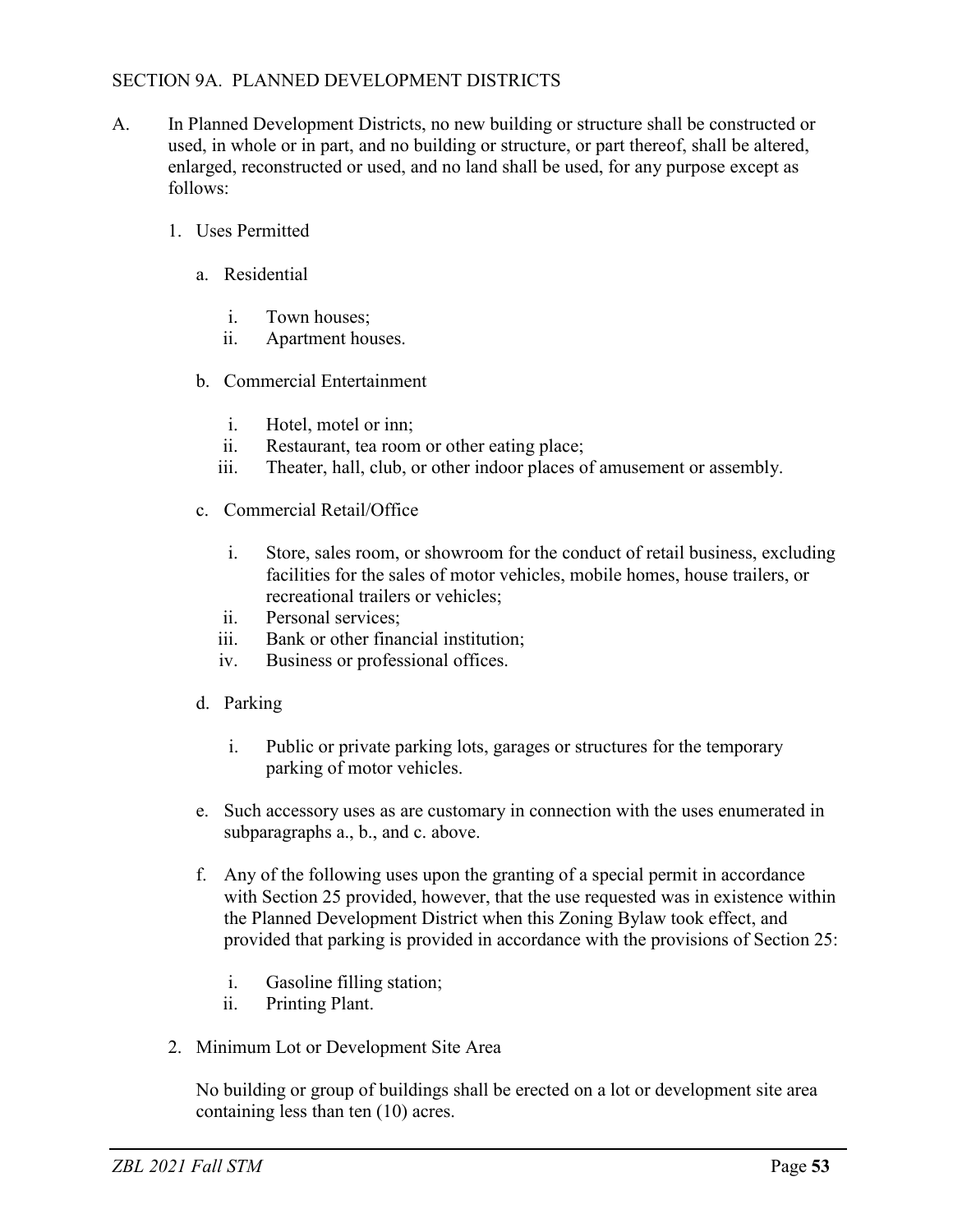## SECTION 9A. PLANNED DEVELOPMENT DISTRICTS

A. In Planned Development Districts, no new building or structure shall be constructed or used, in whole or in part, and no building or structure, or part thereof, shall be altered, enlarged, reconstructed or used, and no land shall be used, for any purpose except as follows:

1. Uses Permitted

   a. Residential

      i. Town houses;
      ii. Apartment houses.

   b. Commercial Entertainment

      i. Hotel, motel or inn;
      ii. Restaurant, tea room or other eating place;
      iii. Theater, hall, club, or other indoor places of amusement or assembly.

   c. Commercial Retail/Office

      i. Store, sales room, or showroom for the conduct of retail business, excluding facilities for the sales of motor vehicles, mobile homes, house trailers, or recreational trailers or vehicles;
      ii. Personal services;
      iii. Bank or other financial institution;
      iv. Business or professional offices.

   d. Parking

      i. Public or private parking lots, garages or structures for the temporary parking of motor vehicles.

   e. Such accessory uses as are customary in connection with the uses enumerated in subparagraphs a., b., and c. above.

   f. Any of the following uses upon the granting of a special permit in accordance with Section 25 provided, however, that the use requested was in existence within the Planned Development District when this Zoning Bylaw took effect, and provided that parking is provided in accordance with the provisions of Section 25:

      i. Gasoline filling station;
      ii. Printing Plant.

2. Minimum Lot or Development Site Area

   No building or group of buildings shall be erected on a lot or development site area containing less than ten (10) acres.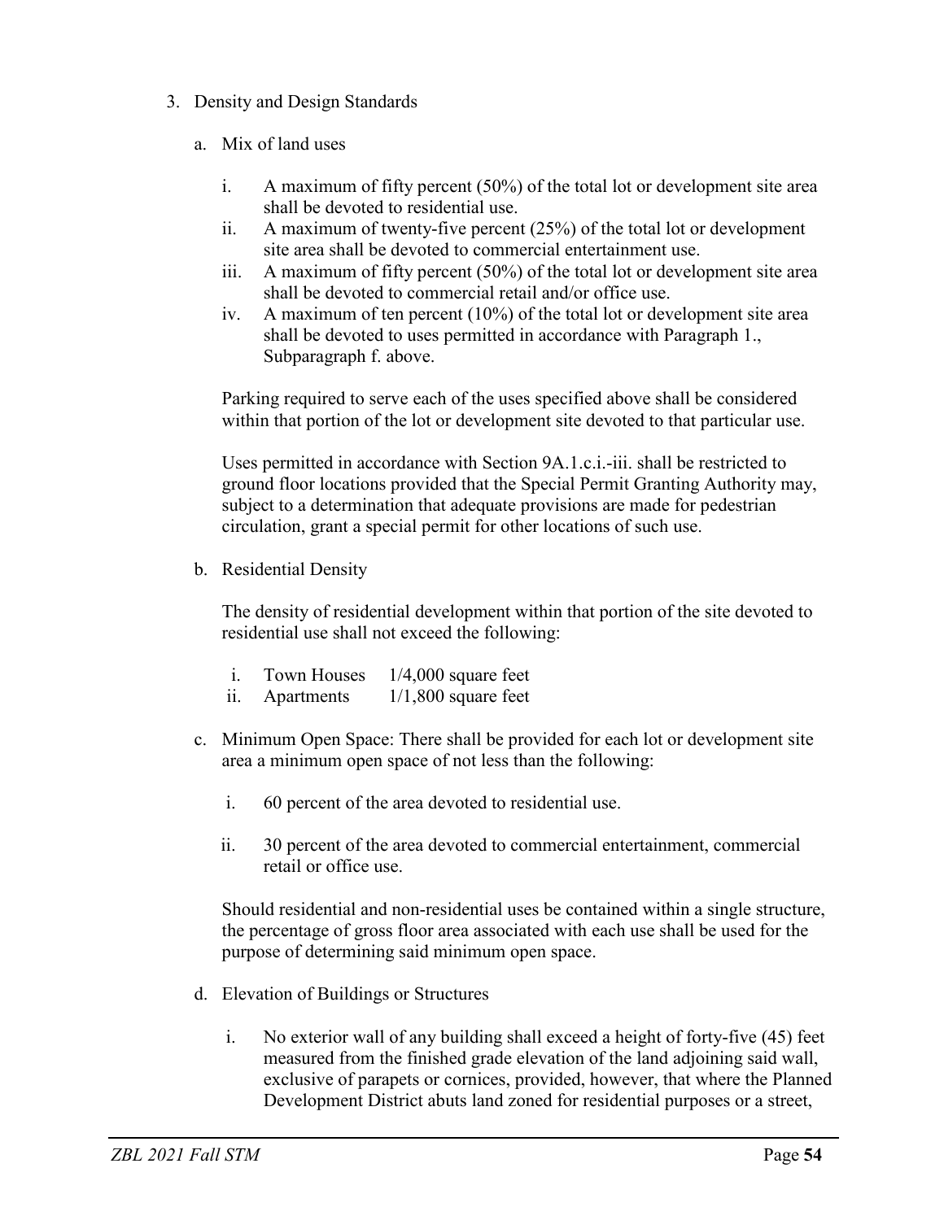3. Density and Design Standards

   a. Mix of land uses

      i. A maximum of fifty percent (50%) of the total lot or development site area shall be devoted to residential use.
      ii. A maximum of twenty-five percent (25%) of the total lot or development site area shall be devoted to commercial entertainment use.
      iii. A maximum of fifty percent (50%) of the total lot or development site area shall be devoted to commercial retail and/or office use.
      iv. A maximum of ten percent (10%) of the total lot or development site area shall be devoted to uses permitted in accordance with Paragraph 1., Subparagraph f. above.

      Parking required to serve each of the uses specified above shall be considered within that portion of the lot or development site devoted to that particular use.

      Uses permitted in accordance with Section 9A.1.c.i.-iii. shall be restricted to ground floor locations provided that the Special Permit Granting Authority may, subject to a determination that adequate provisions are made for pedestrian circulation, grant a special permit for other locations of such use.

   b. Residential Density

      The density of residential development within that portion of the site devoted to residential use shall not exceed the following:

      i. Town Houses 1/4,000 square feet
      ii. Apartments 1/1,800 square feet

   c. Minimum Open Space: There shall be provided for each lot or development site area a minimum open space of not less than the following:

      i. 60 percent of the area devoted to residential use.

      ii. 30 percent of the area devoted to commercial entertainment, commercial retail or office use.

      Should residential and non-residential uses be contained within a single structure, the percentage of gross floor area associated with each use shall be used for the purpose of determining said minimum open space.

   d. Elevation of Buildings or Structures

      i. No exterior wall of any building shall exceed a height of forty-five (45) feet measured from the finished grade elevation of the land adjoining said wall, exclusive of parapets or cornices, provided, however, that where the Planned Development District abuts land zoned for residential purposes or a street,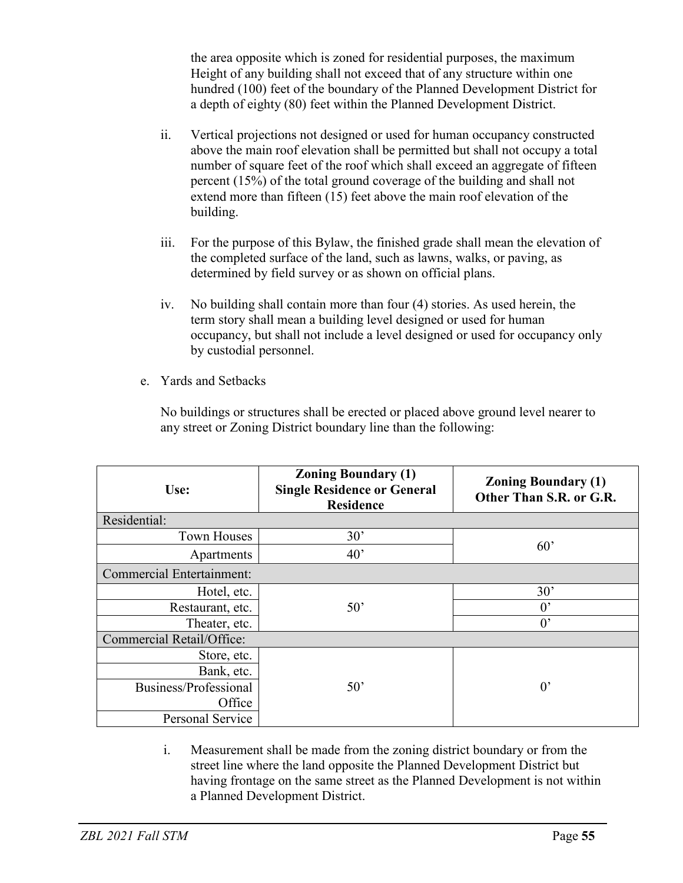the area opposite which is zoned for residential purposes, the maximum Height of any building shall not exceed that of any structure within one hundred (100) feet of the boundary of the Planned Development District for a depth of eighty (80) feet within the Planned Development District.

ii. Vertical projections not designed or used for human occupancy constructed above the main roof elevation shall be permitted but shall not occupy a total number of square feet of the roof which shall exceed an aggregate of fifteen percent (15%) of the total ground coverage of the building and shall not extend more than fifteen (15) feet above the main roof elevation of the building.

iii. For the purpose of this Bylaw, the finished grade shall mean the elevation of the completed surface of the land, such as lawns, walks, or paving, as determined by field survey or as shown on official plans.

iv. No building shall contain more than four (4) stories. As used herein, the term story shall mean a building level designed or used for human occupancy, but shall not include a level designed or used for occupancy only by custodial personnel.

e. Yards and Setbacks

No buildings or structures shall be erected or placed above ground level nearer to any street or Zoning District boundary line than the following:

| Use: | Zoning Boundary (1) Single Residence or General Residence | Zoning Boundary (1) Other Than S.R. or G.R. |
|---|---|---|
| Residential: | | |
| Town Houses | 30’ | 60’ |
| Apartments | 40’ | 60’ |
| Commercial Entertainment: | | |
| Hotel, etc. | 50’ | 30’ |
| Restaurant, etc. | 50’ | 0’ |
| Theater, etc. | 50’ | 0’ |
| Commercial Retail/Office: | | |
| Store, etc. | 50’ | 0’ |
| Bank, etc. | 50’ | 0’ |
| Business/Professional Office | 50’ | 0’ |
| Personal Service | 50’ | 0’ |

i. Measurement shall be made from the zoning district boundary or from the street line where the land opposite the Planned Development District but having frontage on the same street as the Planned Development is not within a Planned Development District.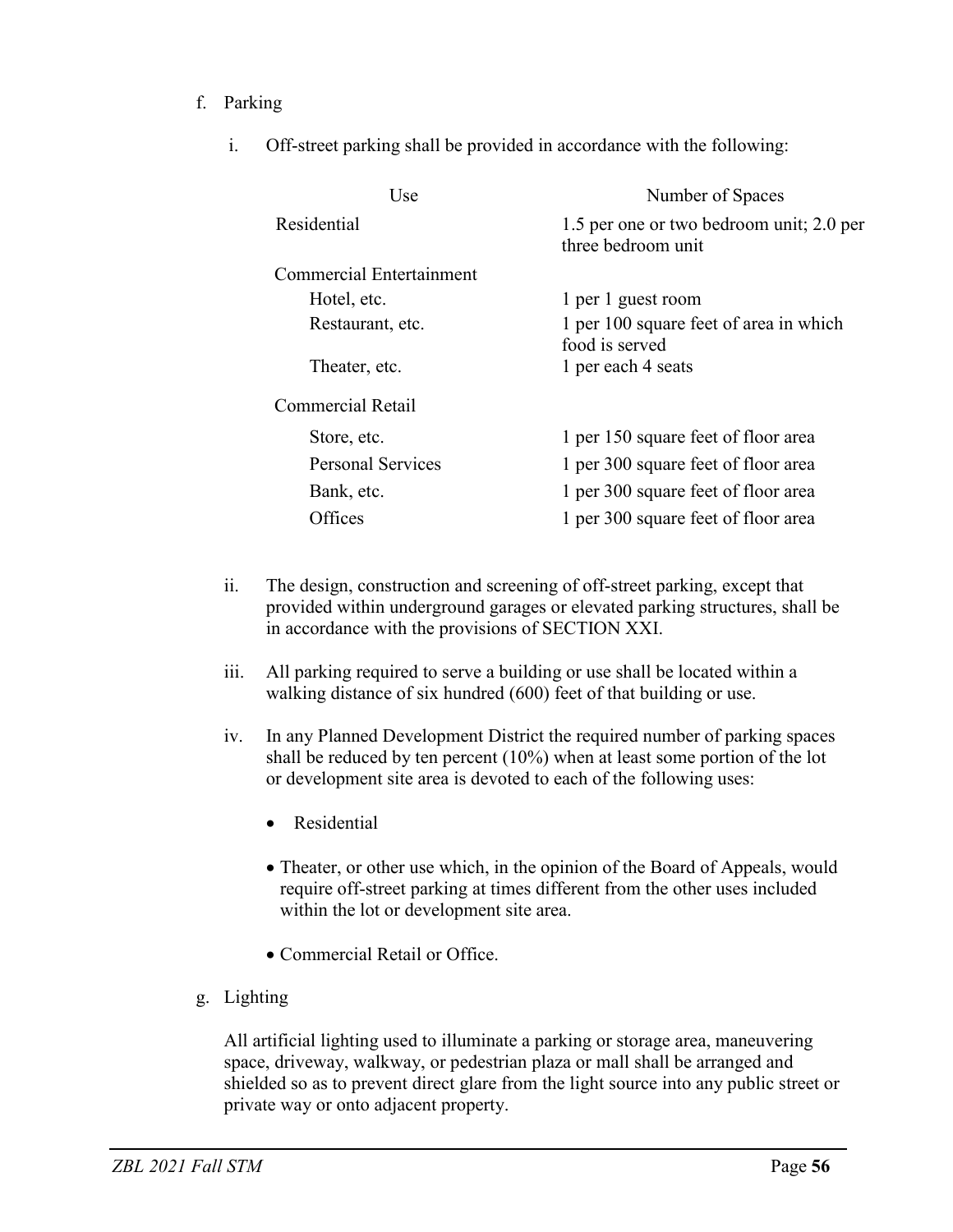f. Parking

i. Off-street parking shall be provided in accordance with the following:

| Use | Number of Spaces |
| --- | --- |
| Residential | 1.5 per one or two bedroom unit; 2.0 per three bedroom unit |
| Commercial Entertainment | |
| Hotel, etc. | 1 per 1 guest room |
| Restaurant, etc. | 1 per 100 square feet of area in which food is served |
| Theater, etc. | 1 per each 4 seats |
| Commercial Retail | |
| Store, etc. | 1 per 150 square feet of floor area |
| Personal Services | 1 per 300 square feet of floor area |
| Bank, etc. | 1 per 300 square feet of floor area |
| Offices | 1 per 300 square feet of floor area |

ii. The design, construction and screening of off-street parking, except that provided within underground garages or elevated parking structures, shall be in accordance with the provisions of SECTION XXI.

iii. All parking required to serve a building or use shall be located within a walking distance of six hundred (600) feet of that building or use.

iv. In any Planned Development District the required number of parking spaces shall be reduced by ten percent (10%) when at least some portion of the lot or development site area is devoted to each of the following uses:

- Residential
- Theater, or other use which, in the opinion of the Board of Appeals, would require off-street parking at times different from the other uses included within the lot or development site area.
- Commercial Retail or Office.

g. Lighting

All artificial lighting used to illuminate a parking or storage area, maneuvering space, driveway, walkway, or pedestrian plaza or mall shall be arranged and shielded so as to prevent direct glare from the light source into any public street or private way or onto adjacent property.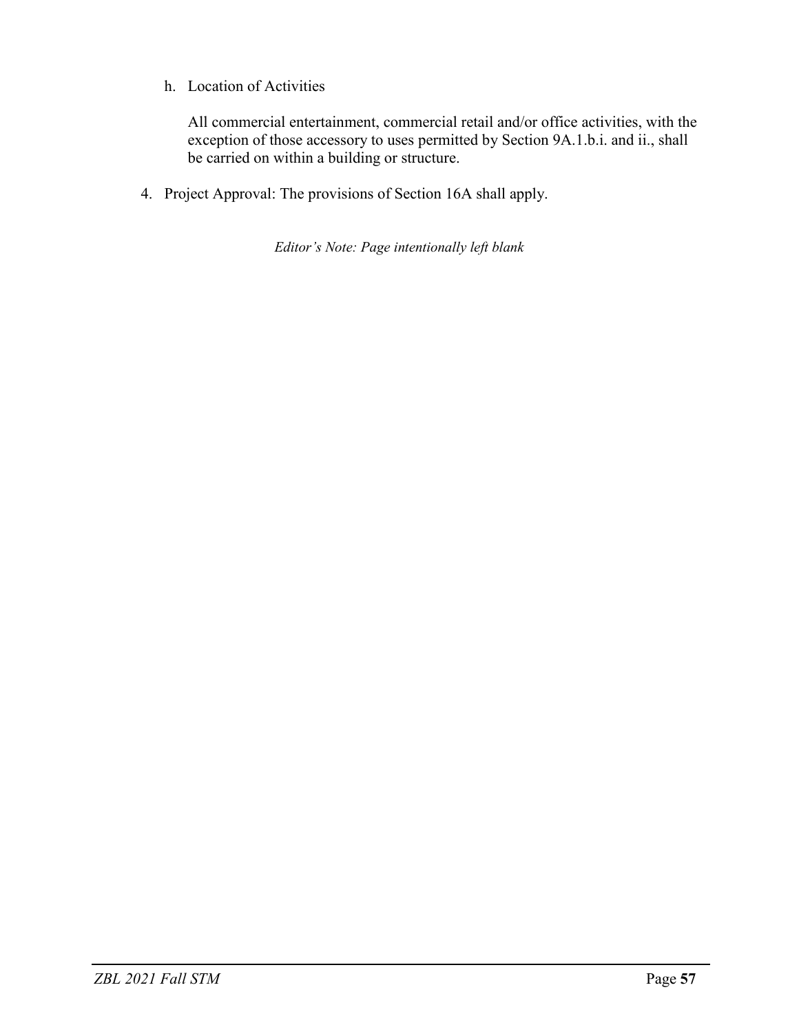h. Location of Activities

   All commercial entertainment, commercial retail and/or office activities, with the exception of those accessory to uses permitted by Section 9A.1.b.i. and ii., shall be carried on within a building or structure.

4. Project Approval: The provisions of Section 16A shall apply.

*Editor's Note: Page intentionally left blank*